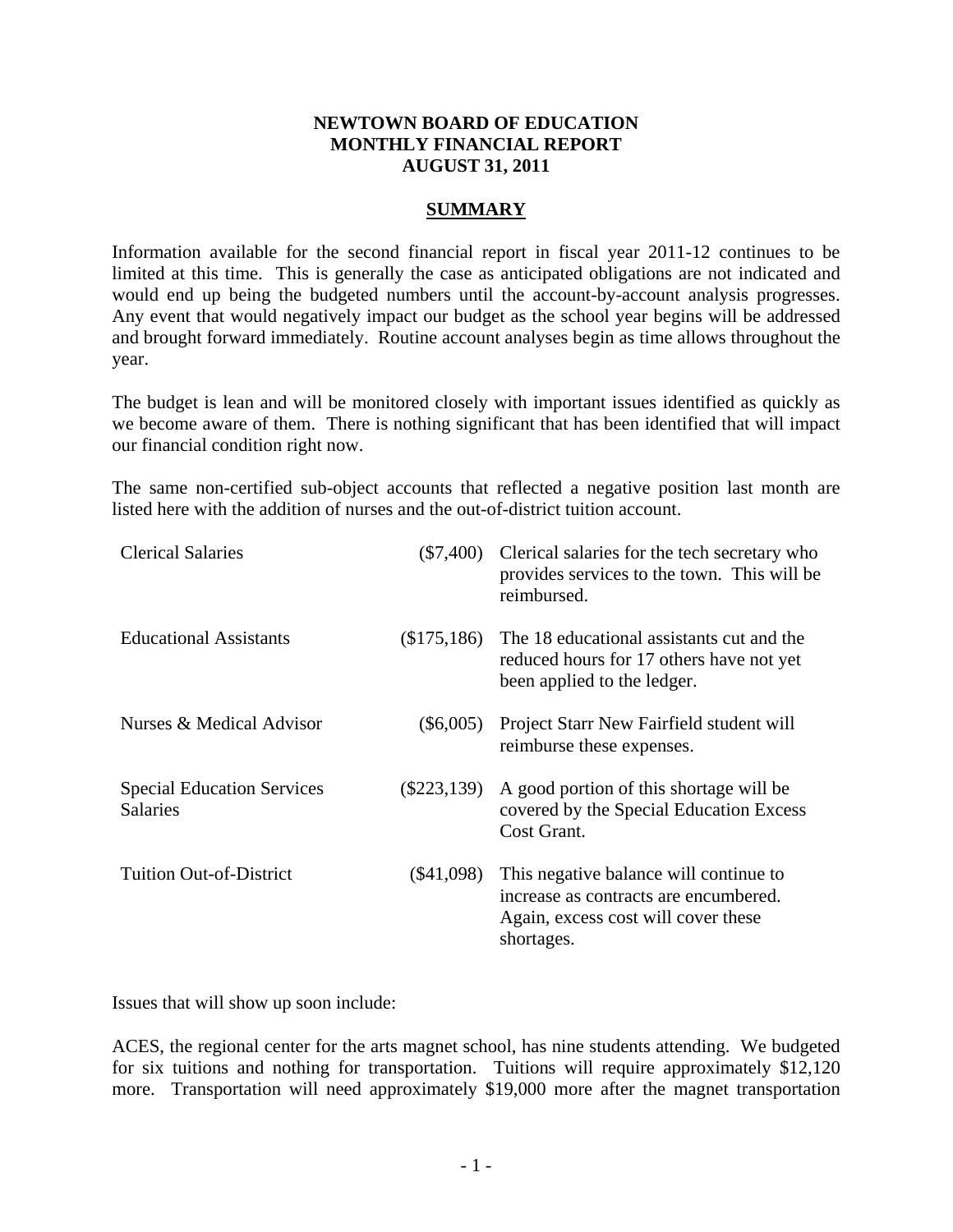**NEWTOWN BOARD OF EDUCATION**
**MONTHLY FINANCIAL REPORT**
**AUGUST 31, 2011**

## SUMMARY

Information available for the second financial report in fiscal year 2011-12 continues to be limited at this time. This is generally the case as anticipated obligations are not indicated and would end up being the budgeted numbers until the account-by-account analysis progresses. Any event that would negatively impact our budget as the school year begins will be addressed and brought forward immediately. Routine account analyses begin as time allows throughout the year.

The budget is lean and will be monitored closely with important issues identified as quickly as we become aware of them. There is nothing significant that has been identified that will impact our financial condition right now.

The same non-certified sub-object accounts that reflected a negative position last month are listed here with the addition of nurses and the out-of-district tuition account.

| | | |
|---|---|---|
| Clerical Salaries | ($7,400) | Clerical salaries for the tech secretary who provides services to the town. This will be reimbursed. |
| Educational Assistants | ($175,186) | The 18 educational assistants cut and the reduced hours for 17 others have not yet been applied to the ledger. |
| Nurses & Medical Advisor | ($6,005) | Project Starr New Fairfield student will reimburse these expenses. |
| Special Education Services Salaries | ($223,139) | A good portion of this shortage will be covered by the Special Education Excess Cost Grant. |
| Tuition Out-of-District | ($41,098) | This negative balance will continue to increase as contracts are encumbered. Again, excess cost will cover these shortages. |

Issues that will show up soon include:

ACES, the regional center for the arts magnet school, has nine students attending. We budgeted for six tuitions and nothing for transportation. Tuitions will require approximately $12,120 more. Transportation will need approximately $19,000 more after the magnet transportation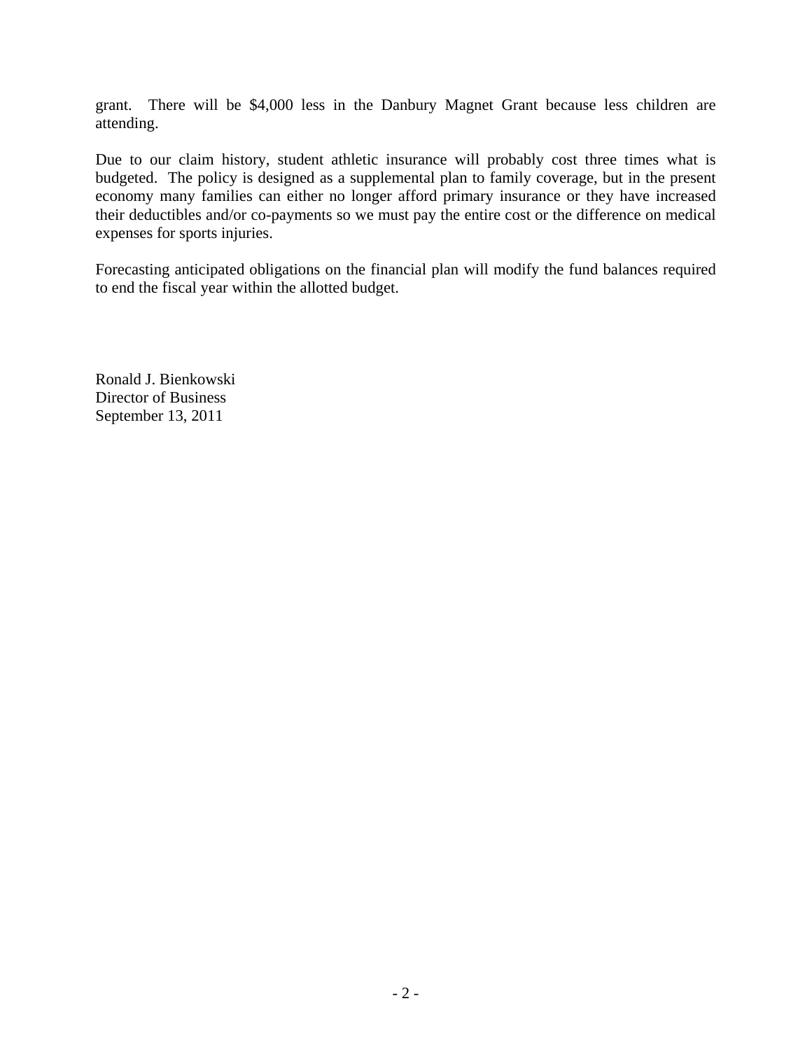grant. There will be $4,000 less in the Danbury Magnet Grant because less children are attending.

Due to our claim history, student athletic insurance will probably cost three times what is budgeted. The policy is designed as a supplemental plan to family coverage, but in the present economy many families can either no longer afford primary insurance or they have increased their deductibles and/or co-payments so we must pay the entire cost or the difference on medical expenses for sports injuries.

Forecasting anticipated obligations on the financial plan will modify the fund balances required to end the fiscal year within the allotted budget.

Ronald J. Bienkowski  
Director of Business  
September 13, 2011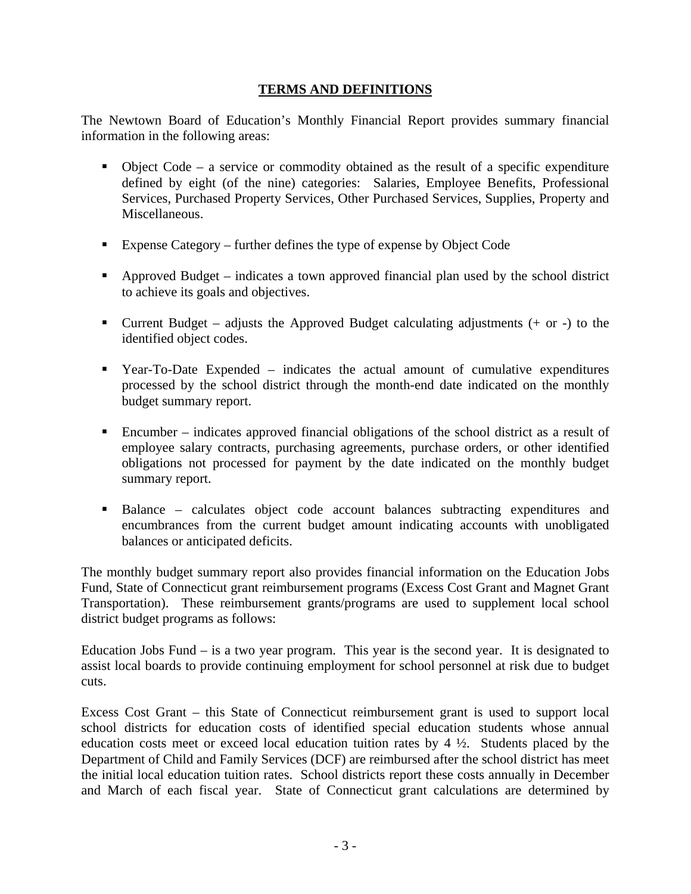## TERMS AND DEFINITIONS

The Newtown Board of Education's Monthly Financial Report provides summary financial information in the following areas:

- Object Code – a service or commodity obtained as the result of a specific expenditure defined by eight (of the nine) categories: Salaries, Employee Benefits, Professional Services, Purchased Property Services, Other Purchased Services, Supplies, Property and Miscellaneous.
- Expense Category – further defines the type of expense by Object Code
- Approved Budget – indicates a town approved financial plan used by the school district to achieve its goals and objectives.
- Current Budget – adjusts the Approved Budget calculating adjustments (+ or -) to the identified object codes.
- Year-To-Date Expended – indicates the actual amount of cumulative expenditures processed by the school district through the month-end date indicated on the monthly budget summary report.
- Encumber – indicates approved financial obligations of the school district as a result of employee salary contracts, purchasing agreements, purchase orders, or other identified obligations not processed for payment by the date indicated on the monthly budget summary report.
- Balance – calculates object code account balances subtracting expenditures and encumbrances from the current budget amount indicating accounts with unobligated balances or anticipated deficits.

The monthly budget summary report also provides financial information on the Education Jobs Fund, State of Connecticut grant reimbursement programs (Excess Cost Grant and Magnet Grant Transportation). These reimbursement grants/programs are used to supplement local school district budget programs as follows:

Education Jobs Fund – is a two year program. This year is the second year. It is designated to assist local boards to provide continuing employment for school personnel at risk due to budget cuts.

Excess Cost Grant – this State of Connecticut reimbursement grant is used to support local school districts for education costs of identified special education students whose annual education costs meet or exceed local education tuition rates by 4 ½. Students placed by the Department of Child and Family Services (DCF) are reimbursed after the school district has meet the initial local education tuition rates. School districts report these costs annually in December and March of each fiscal year. State of Connecticut grant calculations are determined by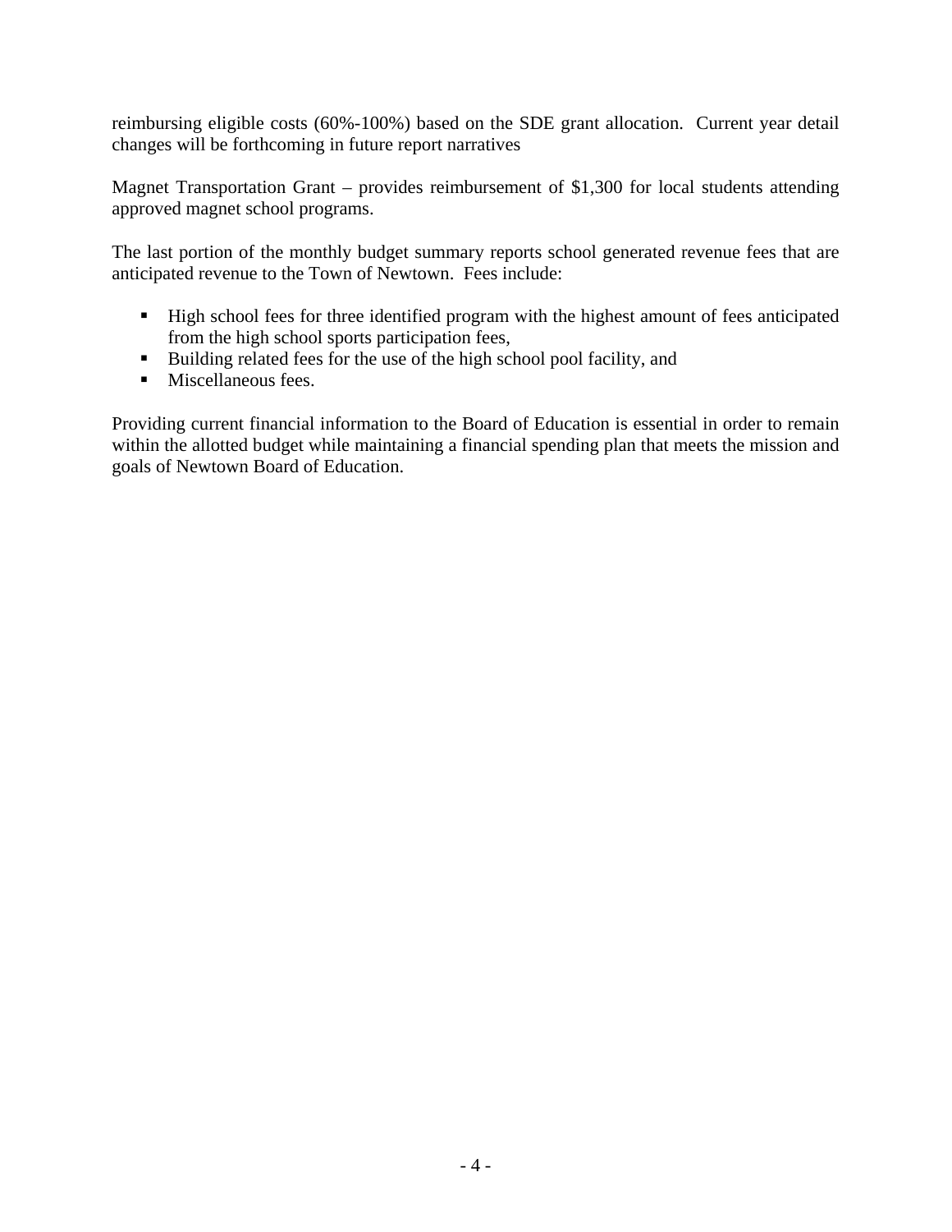reimbursing eligible costs (60%-100%) based on the SDE grant allocation. Current year detail changes will be forthcoming in future report narratives

Magnet Transportation Grant – provides reimbursement of $1,300 for local students attending approved magnet school programs.

The last portion of the monthly budget summary reports school generated revenue fees that are anticipated revenue to the Town of Newtown. Fees include:

- High school fees for three identified program with the highest amount of fees anticipated from the high school sports participation fees,
- Building related fees for the use of the high school pool facility, and
- Miscellaneous fees.

Providing current financial information to the Board of Education is essential in order to remain within the allotted budget while maintaining a financial spending plan that meets the mission and goals of Newtown Board of Education.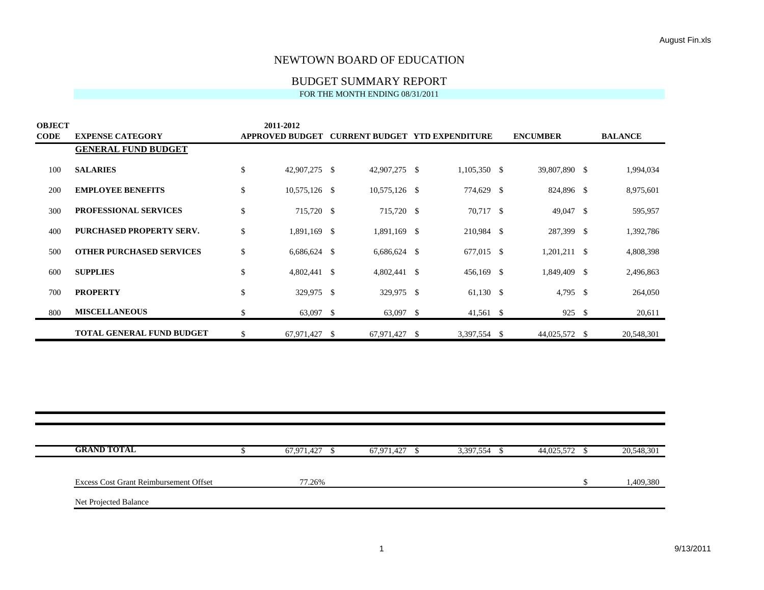# NEWTOWN BOARD OF EDUCATION

## BUDGET SUMMARY REPORT

FOR THE MONTH ENDING 08/31/2011

| OBJECT CODE | EXPENSE CATEGORY | 2011-2012 APPROVED BUDGET | CURRENT BUDGET | YTD EXPENDITURE | ENCUMBER | BALANCE |
|---|---|---|---|---|---|---|
| | **GENERAL FUND BUDGET** | | | | | |
| 100 | **SALARIES** | $ 42,907,275 | $ 42,907,275 | $ 1,105,350 | $ 39,807,890 | $ 1,994,034 |
| 200 | **EMPLOYEE BENEFITS** | $ 10,575,126 | $ 10,575,126 | $ 774,629 | $ 824,896 | $ 8,975,601 |
| 300 | **PROFESSIONAL SERVICES** | $ 715,720 | $ 715,720 | $ 70,717 | $ 49,047 | $ 595,957 |
| 400 | **PURCHASED PROPERTY SERV.** | $ 1,891,169 | $ 1,891,169 | $ 210,984 | $ 287,399 | $ 1,392,786 |
| 500 | **OTHER PURCHASED SERVICES** | $ 6,686,624 | $ 6,686,624 | $ 677,015 | $ 1,201,211 | $ 4,808,398 |
| 600 | **SUPPLIES** | $ 4,802,441 | $ 4,802,441 | $ 456,169 | $ 1,849,409 | $ 2,496,863 |
| 700 | **PROPERTY** | $ 329,975 | $ 329,975 | $ 61,130 | $ 4,795 | $ 264,050 |
| 800 | **MISCELLANEOUS** | $ 63,097 | $ 63,097 | $ 41,561 | $ 925 | $ 20,611 |
| | **TOTAL GENERAL FUND BUDGET** | $ 67,971,427 | $ 67,971,427 | $ 3,397,554 | $ 44,025,572 | $ 20,548,301 |
| | **GRAND TOTAL** | $ 67,971,427 | $ 67,971,427 | $ 3,397,554 | $ 44,025,572 | $ 20,548,301 |
| | Excess Cost Grant Reimbursement Offset | 77.26% | | | | $ 1,409,380 |
| | Net Projected Balance | | | | | |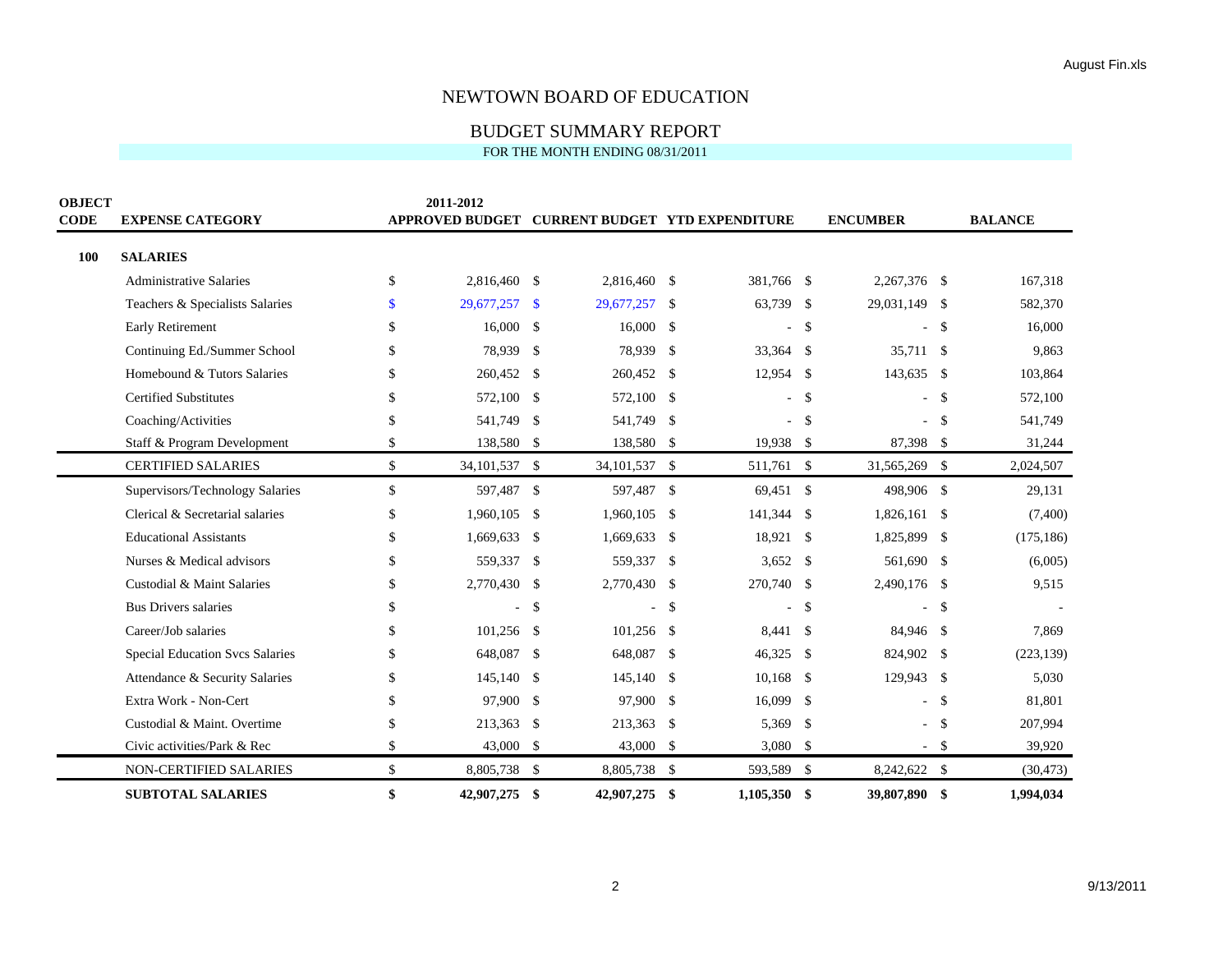# NEWTOWN BOARD OF EDUCATION

## BUDGET SUMMARY REPORT

FOR THE MONTH ENDING 08/31/2011

| OBJECT CODE | EXPENSE CATEGORY | 2011-2012 APPROVED BUDGET | CURRENT BUDGET | YTD EXPENDITURE | ENCUMBER | BALANCE |
|---|---|---|---|---|---|---|
| **100** | **SALARIES** | | | | | |
| | Administrative Salaries | $ 2,816,460 | $ 2,816,460 | $ 381,766 | $ 2,267,376 | $ 167,318 |
| | Teachers & Specialists Salaries | $ 29,677,257 | $ 29,677,257 | $ 63,739 | $ 29,031,149 | $ 582,370 |
| | Early Retirement | $ 16,000 | $ 16,000 | $ - | $ - | $ 16,000 |
| | Continuing Ed./Summer School | $ 78,939 | $ 78,939 | $ 33,364 | $ 35,711 | $ 9,863 |
| | Homebound & Tutors Salaries | $ 260,452 | $ 260,452 | $ 12,954 | $ 143,635 | $ 103,864 |
| | Certified Substitutes | $ 572,100 | $ 572,100 | $ - | $ - | $ 572,100 |
| | Coaching/Activities | $ 541,749 | $ 541,749 | $ - | $ - | $ 541,749 |
| | Staff & Program Development | $ 138,580 | $ 138,580 | $ 19,938 | $ 87,398 | $ 31,244 |
| | CERTIFIED SALARIES | $ 34,101,537 | $ 34,101,537 | $ 511,761 | $ 31,565,269 | $ 2,024,507 |
| | Supervisors/Technology Salaries | $ 597,487 | $ 597,487 | $ 69,451 | $ 498,906 | $ 29,131 |
| | Clerical & Secretarial salaries | $ 1,960,105 | $ 1,960,105 | $ 141,344 | $ 1,826,161 | $ (7,400) |
| | Educational Assistants | $ 1,669,633 | $ 1,669,633 | $ 18,921 | $ 1,825,899 | $ (175,186) |
| | Nurses & Medical advisors | $ 559,337 | $ 559,337 | $ 3,652 | $ 561,690 | $ (6,005) |
| | Custodial & Maint Salaries | $ 2,770,430 | $ 2,770,430 | $ 270,740 | $ 2,490,176 | $ 9,515 |
| | Bus Drivers salaries | $ - | $ - | $ - | $ - | $ - |
| | Career/Job salaries | $ 101,256 | $ 101,256 | $ 8,441 | $ 84,946 | $ 7,869 |
| | Special Education Svcs Salaries | $ 648,087 | $ 648,087 | $ 46,325 | $ 824,902 | $ (223,139) |
| | Attendance & Security Salaries | $ 145,140 | $ 145,140 | $ 10,168 | $ 129,943 | $ 5,030 |
| | Extra Work - Non-Cert | $ 97,900 | $ 97,900 | $ 16,099 | $ - | $ 81,801 |
| | Custodial & Maint. Overtime | $ 213,363 | $ 213,363 | $ 5,369 | $ - | $ 207,994 |
| | Civic activities/Park & Rec | $ 43,000 | $ 43,000 | $ 3,080 | $ - | $ 39,920 |
| | NON-CERTIFIED SALARIES | $ 8,805,738 | $ 8,805,738 | $ 593,589 | $ 8,242,622 | $ (30,473) |
| | **SUBTOTAL SALARIES** | **$ 42,907,275** | **$ 42,907,275** | **$ 1,105,350** | **$ 39,807,890** | **$ 1,994,034** |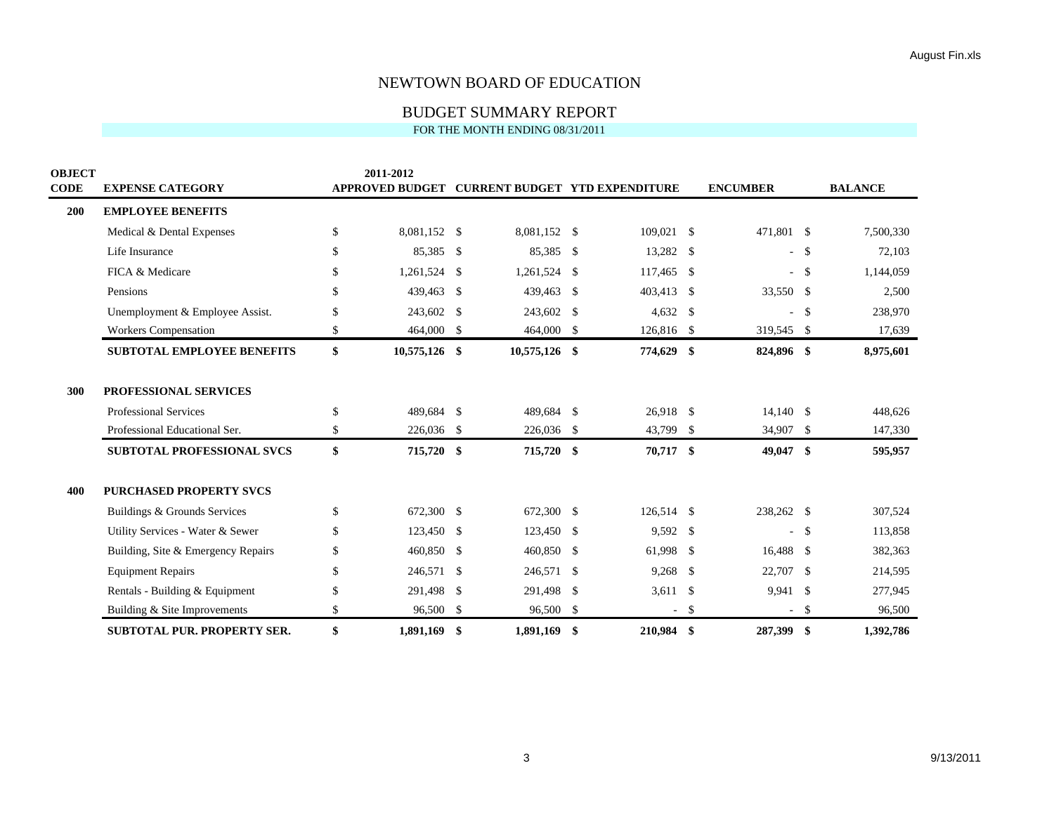# NEWTOWN BOARD OF EDUCATION

## BUDGET SUMMARY REPORT

FOR THE MONTH ENDING 08/31/2011

| OBJECT CODE | EXPENSE CATEGORY | 2011-2012 APPROVED BUDGET | CURRENT BUDGET | YTD EXPENDITURE | ENCUMBER | BALANCE |
|---|---|---|---|---|---|---|
| **200** | **EMPLOYEE BENEFITS** | | | | | |
| | Medical & Dental Expenses | $ 8,081,152 | $ 8,081,152 | $ 109,021 | $ 471,801 | $ 7,500,330 |
| | Life Insurance | $ 85,385 | $ 85,385 | $ 13,282 | $ - | $ 72,103 |
| | FICA & Medicare | $ 1,261,524 | $ 1,261,524 | $ 117,465 | $ - | $ 1,144,059 |
| | Pensions | $ 439,463 | $ 439,463 | $ 403,413 | $ 33,550 | $ 2,500 |
| | Unemployment & Employee Assist. | $ 243,602 | $ 243,602 | $ 4,632 | $ - | $ 238,970 |
| | Workers Compensation | $ 464,000 | $ 464,000 | $ 126,816 | $ 319,545 | $ 17,639 |
| | **SUBTOTAL EMPLOYEE BENEFITS** | **$ 10,575,126** | **$ 10,575,126** | **$ 774,629** | **$ 824,896** | **$ 8,975,601** |
| **300** | **PROFESSIONAL SERVICES** | | | | | |
| | Professional Services | $ 489,684 | $ 489,684 | $ 26,918 | $ 14,140 | $ 448,626 |
| | Professional Educational Ser. | $ 226,036 | $ 226,036 | $ 43,799 | $ 34,907 | $ 147,330 |
| | **SUBTOTAL PROFESSIONAL SVCS** | **$ 715,720** | **$ 715,720** | **$ 70,717** | **$ 49,047** | **$ 595,957** |
| **400** | **PURCHASED PROPERTY SVCS** | | | | | |
| | Buildings & Grounds Services | $ 672,300 | $ 672,300 | $ 126,514 | $ 238,262 | $ 307,524 |
| | Utility Services - Water & Sewer | $ 123,450 | $ 123,450 | $ 9,592 | $ - | $ 113,858 |
| | Building, Site & Emergency Repairs | $ 460,850 | $ 460,850 | $ 61,998 | $ 16,488 | $ 382,363 |
| | Equipment Repairs | $ 246,571 | $ 246,571 | $ 9,268 | $ 22,707 | $ 214,595 |
| | Rentals - Building & Equipment | $ 291,498 | $ 291,498 | $ 3,611 | $ 9,941 | $ 277,945 |
| | Building & Site Improvements | $ 96,500 | $ 96,500 | $ - | $ - | $ 96,500 |
| | **SUBTOTAL PUR. PROPERTY SER.** | **$ 1,891,169** | **$ 1,891,169** | **$ 210,984** | **$ 287,399** | **$ 1,392,786** |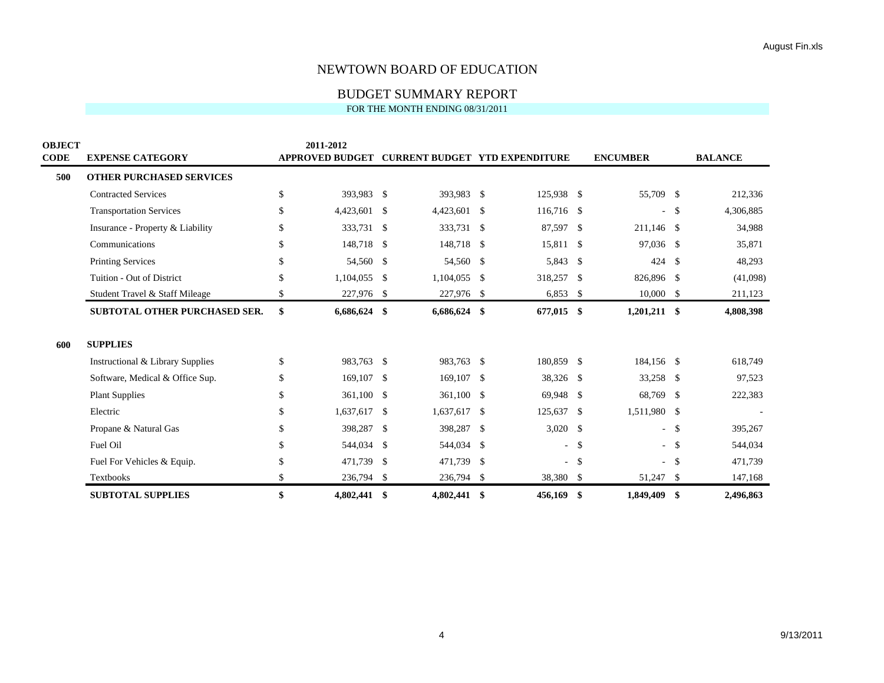# NEWTOWN BOARD OF EDUCATION

## BUDGET SUMMARY REPORT

FOR THE MONTH ENDING 08/31/2011

| OBJECT CODE | EXPENSE CATEGORY | 2011-2012 APPROVED BUDGET | CURRENT BUDGET | YTD EXPENDITURE | ENCUMBER | BALANCE |
|---|---|---|---|---|---|---|
| **500** | **OTHER PURCHASED SERVICES** | | | | | |
| | Contracted Services | $ 393,983 | $ 393,983 | $ 125,938 | $ 55,709 | $ 212,336 |
| | Transportation Services | $ 4,423,601 | $ 4,423,601 | $ 116,716 | $ - | $ 4,306,885 |
| | Insurance - Property & Liability | $ 333,731 | $ 333,731 | $ 87,597 | $ 211,146 | $ 34,988 |
| | Communications | $ 148,718 | $ 148,718 | $ 15,811 | $ 97,036 | $ 35,871 |
| | Printing Services | $ 54,560 | $ 54,560 | $ 5,843 | $ 424 | $ 48,293 |
| | Tuition - Out of District | $ 1,104,055 | $ 1,104,055 | $ 318,257 | $ 826,896 | $ (41,098) |
| | Student Travel & Staff Mileage | $ 227,976 | $ 227,976 | $ 6,853 | $ 10,000 | $ 211,123 |
| | **SUBTOTAL OTHER PURCHASED SER.** | **$ 6,686,624** | **$ 6,686,624** | **$ 677,015** | **$ 1,201,211** | **$ 4,808,398** |
| **600** | **SUPPLIES** | | | | | |
| | Instructional & Library Supplies | $ 983,763 | $ 983,763 | $ 180,859 | $ 184,156 | $ 618,749 |
| | Software, Medical & Office Sup. | $ 169,107 | $ 169,107 | $ 38,326 | $ 33,258 | $ 97,523 |
| | Plant Supplies | $ 361,100 | $ 361,100 | $ 69,948 | $ 68,769 | $ 222,383 |
| | Electric | $ 1,637,617 | $ 1,637,617 | $ 125,637 | $ 1,511,980 | $ - |
| | Propane & Natural Gas | $ 398,287 | $ 398,287 | $ 3,020 | $ - | $ 395,267 |
| | Fuel Oil | $ 544,034 | $ 544,034 | $ - | $ - | $ 544,034 |
| | Fuel For Vehicles & Equip. | $ 471,739 | $ 471,739 | $ - | $ - | $ 471,739 |
| | Textbooks | $ 236,794 | $ 236,794 | $ 38,380 | $ 51,247 | $ 147,168 |
| | **SUBTOTAL SUPPLIES** | **$ 4,802,441** | **$ 4,802,441** | **$ 456,169** | **$ 1,849,409** | **$ 2,496,863** |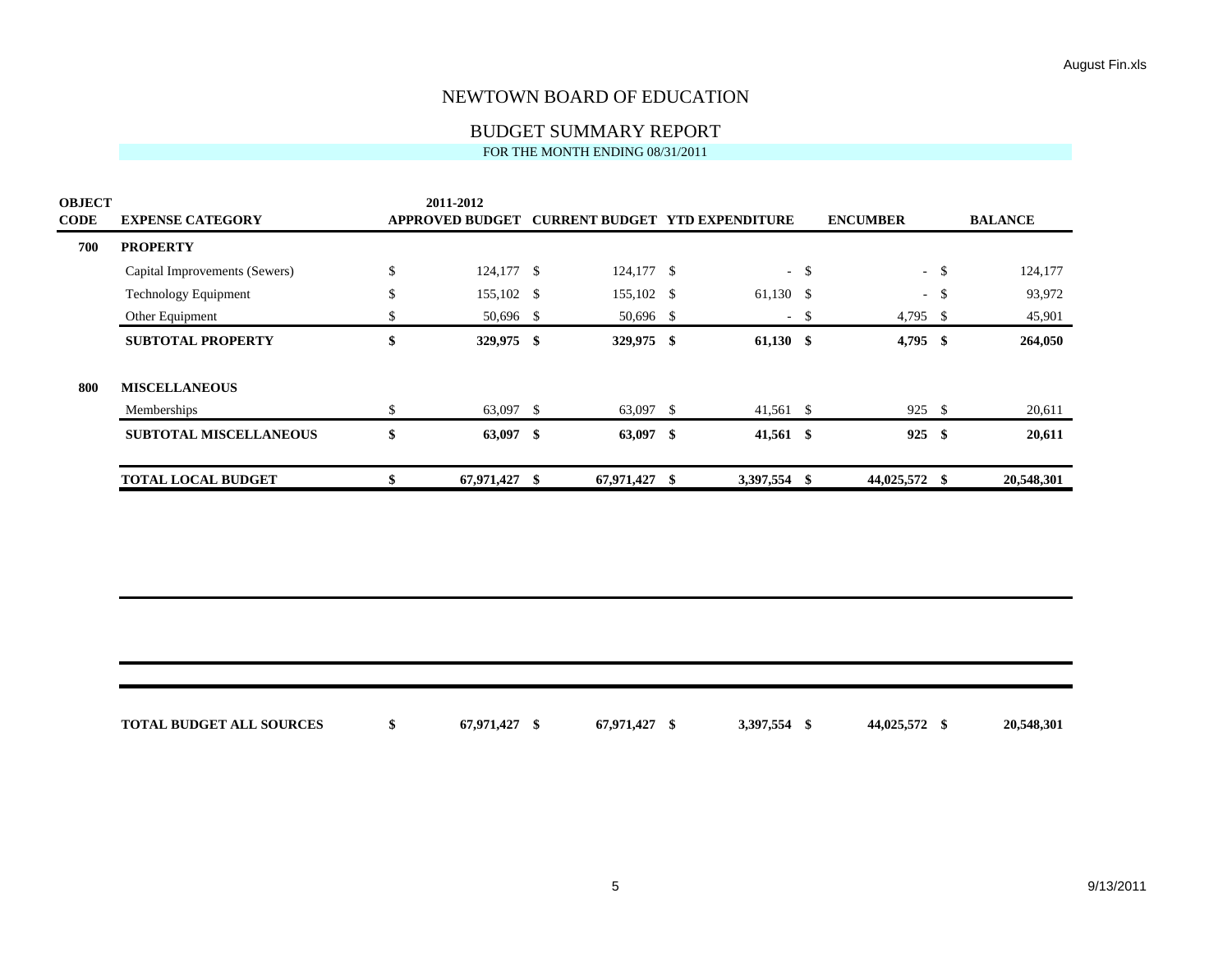# NEWTOWN BOARD OF EDUCATION

## BUDGET SUMMARY REPORT

FOR THE MONTH ENDING 08/31/2011

| OBJECT CODE | EXPENSE CATEGORY | 2011-2012 APPROVED BUDGET | CURRENT BUDGET | YTD EXPENDITURE | ENCUMBER | BALANCE |
|---|---|---|---|---|---|---|
| **700** | **PROPERTY** | | | | | |
| | Capital Improvements (Sewers) | $ 124,177 | $ 124,177 | $ - | $ - | $ 124,177 |
| | Technology Equipment | $ 155,102 | $ 155,102 | $ 61,130 | $ - | $ 93,972 |
| | Other Equipment | $ 50,696 | $ 50,696 | $ - | $ 4,795 | $ 45,901 |
| | **SUBTOTAL PROPERTY** | **$ 329,975** | **$ 329,975** | **$ 61,130** | **$ 4,795** | **$ 264,050** |
| **800** | **MISCELLANEOUS** | | | | | |
| | Memberships | $ 63,097 | $ 63,097 | $ 41,561 | $ 925 | $ 20,611 |
| | **SUBTOTAL MISCELLANEOUS** | **$ 63,097** | **$ 63,097** | **$ 41,561** | **$ 925** | **$ 20,611** |
| | **TOTAL LOCAL BUDGET** | **$ 67,971,427** | **$ 67,971,427** | **$ 3,397,554** | **$ 44,025,572** | **$ 20,548,301** |
| | **TOTAL BUDGET ALL SOURCES** | **$ 67,971,427** | **$ 67,971,427** | **$ 3,397,554** | **$ 44,025,572** | **$ 20,548,301** |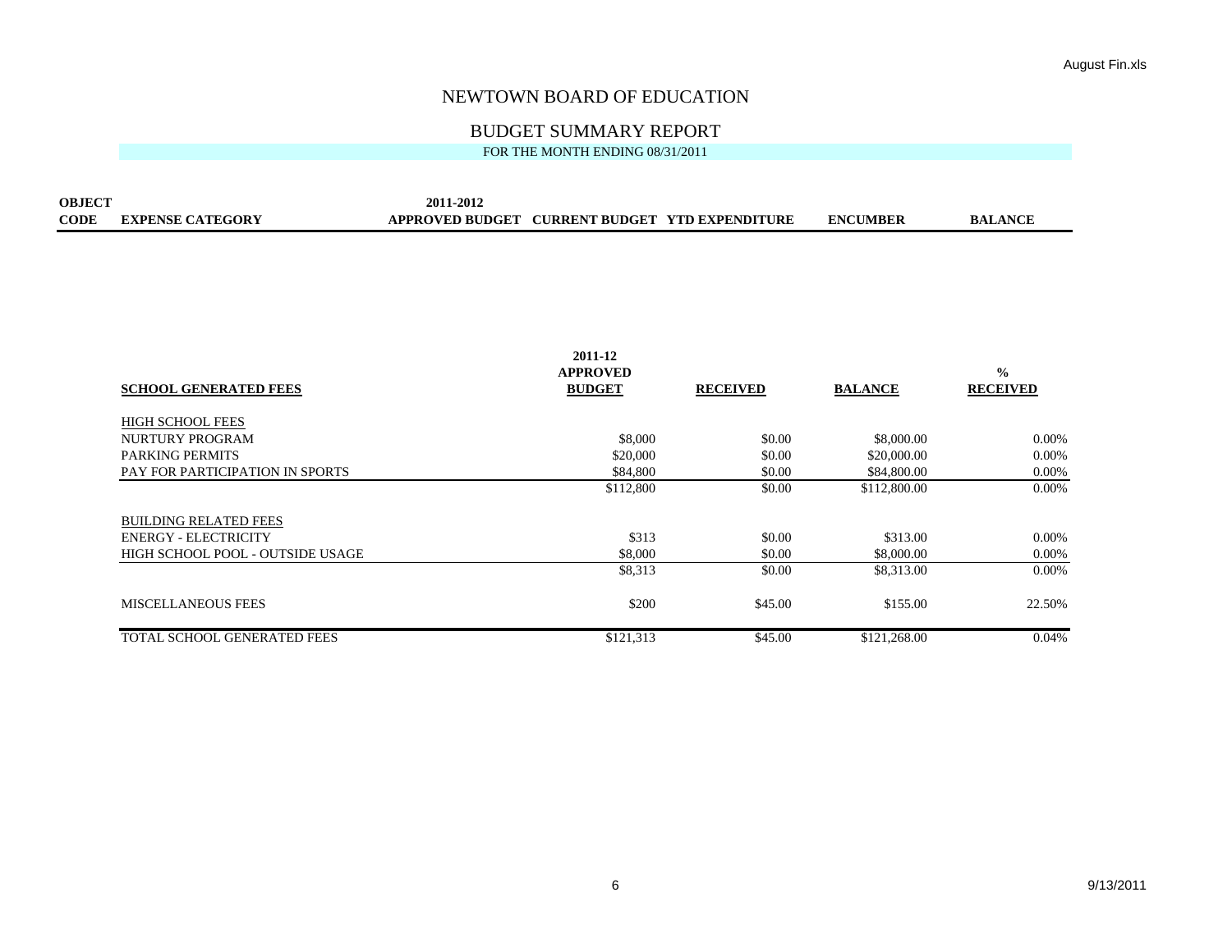# NEWTOWN BOARD OF EDUCATION

## BUDGET SUMMARY REPORT

FOR THE MONTH ENDING 08/31/2011

| OBJECT CODE | EXPENSE CATEGORY | 2011-2012 APPROVED BUDGET | CURRENT BUDGET | YTD EXPENDITURE | ENCUMBER | BALANCE |
|---|---|---|---|---|---|---|

| SCHOOL GENERATED FEES | 2011-12 APPROVED BUDGET | RECEIVED | BALANCE | % RECEIVED |
|---|---|---|---|---|
| HIGH SCHOOL FEES | | | | |
| NURTURY PROGRAM | $8,000 | $0.00 | $8,000.00 | 0.00% |
| PARKING PERMITS | $20,000 | $0.00 | $20,000.00 | 0.00% |
| PAY FOR PARTICIPATION IN SPORTS | $84,800 | $0.00 | $84,800.00 | 0.00% |
| | $112,800 | $0.00 | $112,800.00 | 0.00% |
| BUILDING RELATED FEES | | | | |
| ENERGY - ELECTRICITY | $313 | $0.00 | $313.00 | 0.00% |
| HIGH SCHOOL POOL - OUTSIDE USAGE | $8,000 | $0.00 | $8,000.00 | 0.00% |
| | $8,313 | $0.00 | $8,313.00 | 0.00% |
| MISCELLANEOUS FEES | $200 | $45.00 | $155.00 | 22.50% |
| TOTAL SCHOOL GENERATED FEES | $121,313 | $45.00 | $121,268.00 | 0.04% |